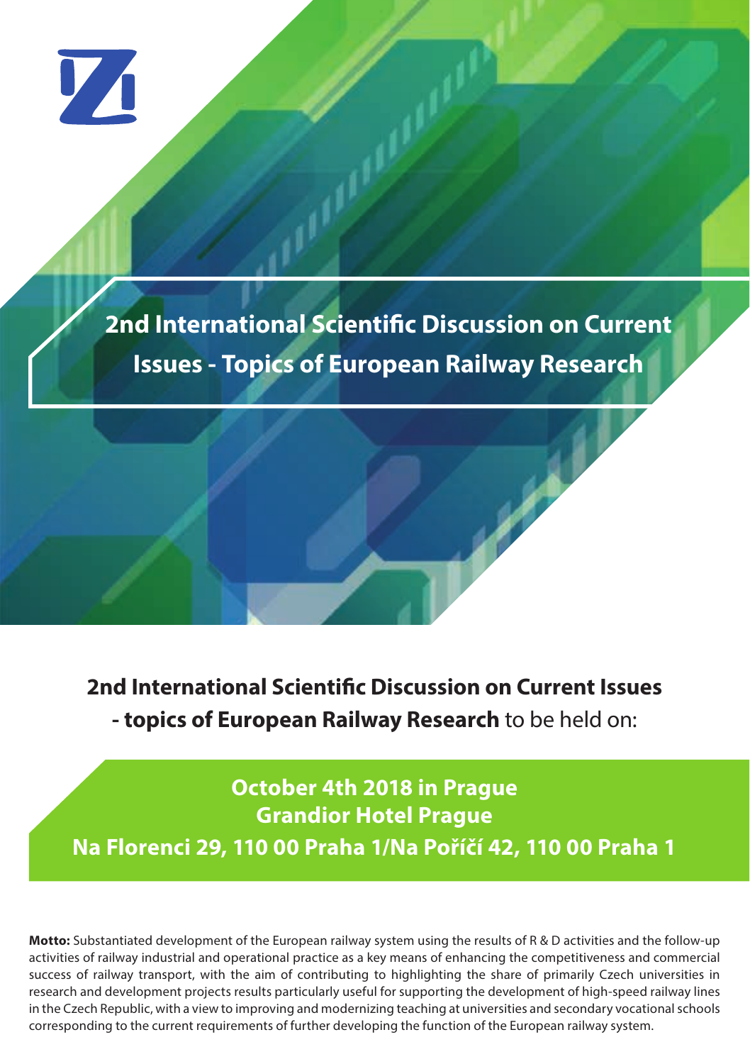# 2nd International Scientific Discussion on Current Issues - Topics of European Railway Research

**2nd International Scientific Discussion on Current Issues - topics of European Railway Research** to be held on:

**October 4th 2018 in Prague**
**Grandior Hotel Prague**
**Na Florenci 29, 110 00 Praha 1/Na Poříčí 42, 110 00 Praha 1**

**Motto:** Substantiated development of the European railway system using the results of R & D activities and the follow-up activities of railway industrial and operational practice as a key means of enhancing the competitiveness and commercial success of railway transport, with the aim of contributing to highlighting the share of primarily Czech universities in research and development projects results particularly useful for supporting the development of high-speed railway lines in the Czech Republic, with a view to improving and modernizing teaching at universities and secondary vocational schools corresponding to the current requirements of further developing the function of the European railway system.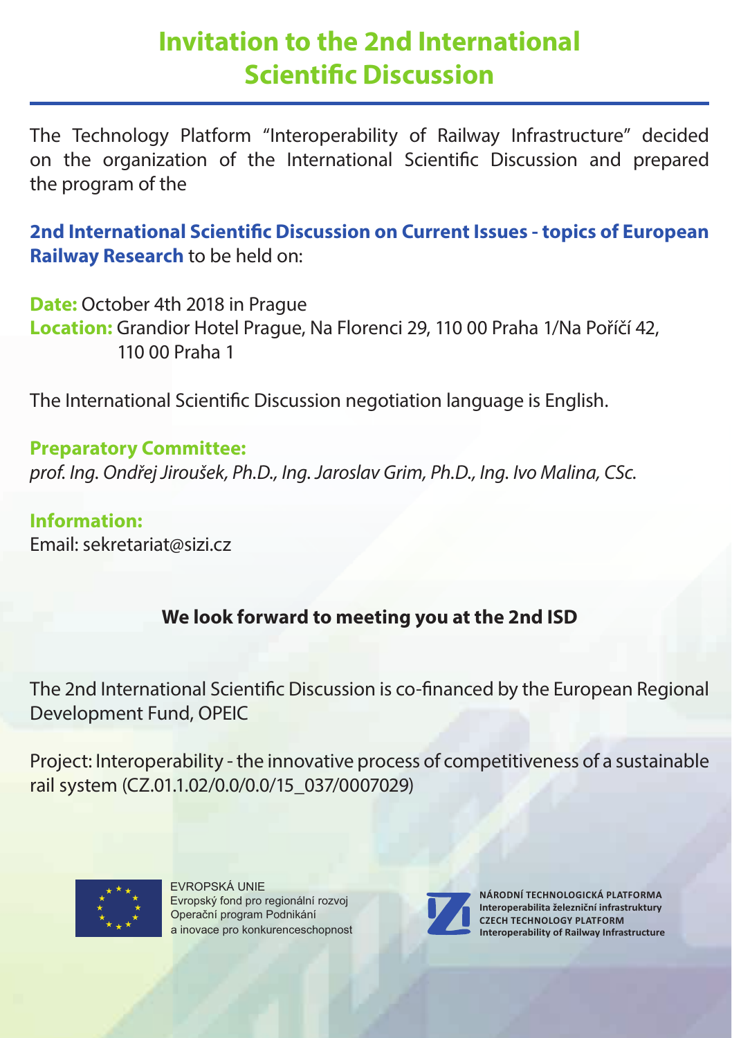# Invitation to the 2nd International Scientific Discussion

The Technology Platform "Interoperability of Railway Infrastructure" decided on the organization of the International Scientific Discussion and prepared the program of the

**2nd International Scientific Discussion on Current Issues - topics of European Railway Research** to be held on:

**Date:** October 4th 2018 in Prague
**Location:** Grandior Hotel Prague, Na Florenci 29, 110 00 Praha 1/Na Poříčí 42, 110 00 Praha 1

The International Scientific Discussion negotiation language is English.

**Preparatory Committee:**
*prof. Ing. Ondřej Jiroušek, Ph.D., Ing. Jaroslav Grim, Ph.D., Ing. Ivo Malina, CSc.*

**Information:**
Email: sekretariat@sizi.cz

**We look forward to meeting you at the 2nd ISD**

The 2nd International Scientific Discussion is co-financed by the European Regional Development Fund, OPEIC

Project: Interoperability - the innovative process of competitiveness of a sustainable rail system (CZ.01.1.02/0.0/0.0/15_037/0007029)

EVROPSKÁ UNIE
Evropský fond pro regionální rozvoj
Operační program Podnikání
a inovace pro konkurenceschopnost

NÁRODNÍ TECHNOLOGICKÁ PLATFORMA
Interoperabilita železniční infrastruktury
CZECH TECHNOLOGY PLATFORM
Interoperability of Railway Infrastructure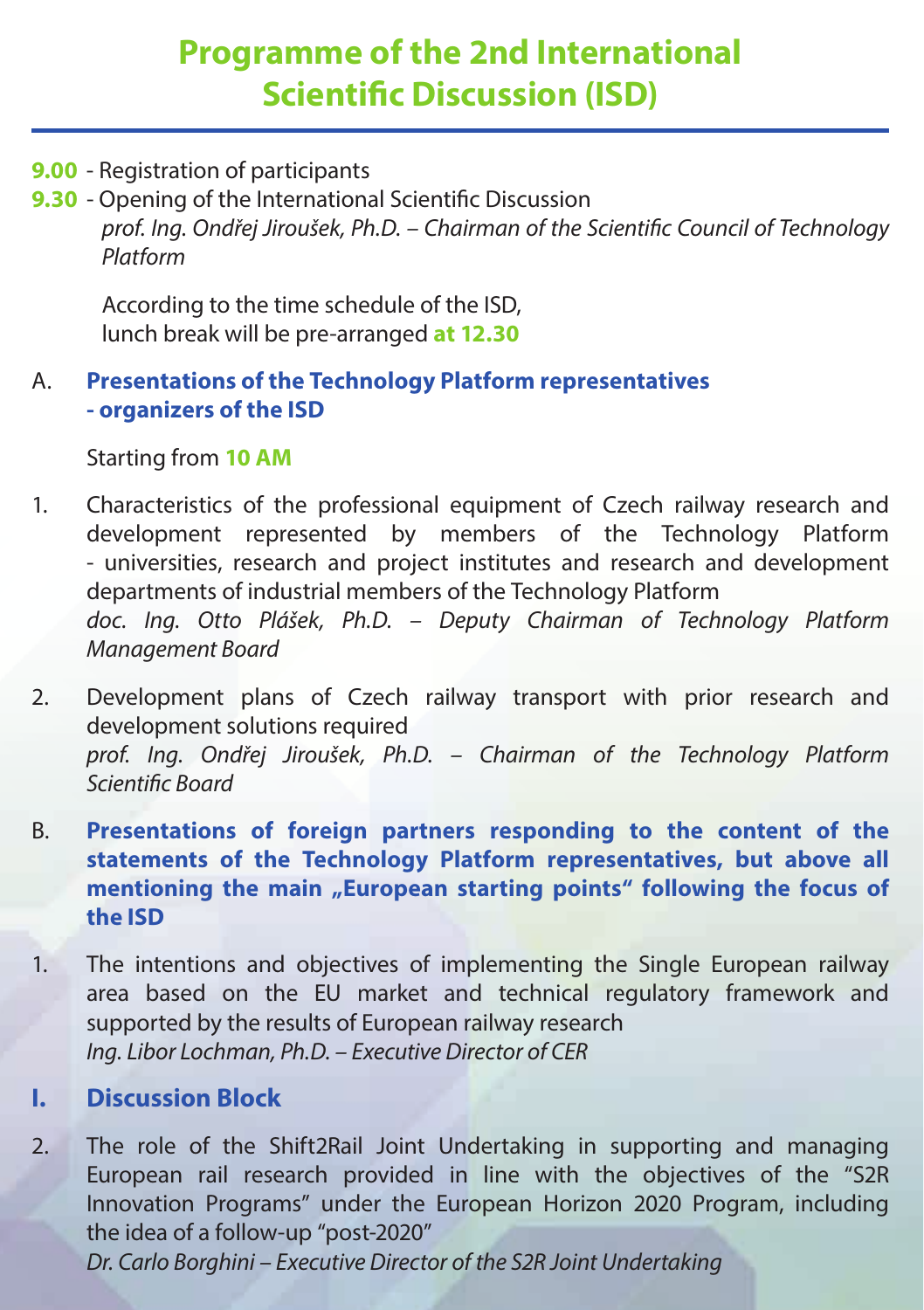# Programme of the 2nd International Scientific Discussion (ISD)

**9.00** - Registration of participants

**9.30** - Opening of the International Scientific Discussion
*prof. Ing. Ondřej Jiroušek, Ph.D. – Chairman of the Scientific Council of Technology Platform*

According to the time schedule of the ISD, lunch break will be pre-arranged **at 12.30**

A. **Presentations of the Technology Platform representatives - organizers of the ISD**

Starting from **10 AM**

1. Characteristics of the professional equipment of Czech railway research and development represented by members of the Technology Platform - universities, research and project institutes and research and development departments of industrial members of the Technology Platform
*doc. Ing. Otto Plášek, Ph.D. – Deputy Chairman of Technology Platform Management Board*

2. Development plans of Czech railway transport with prior research and development solutions required
*prof. Ing. Ondřej Jiroušek, Ph.D. – Chairman of the Technology Platform Scientific Board*

B. **Presentations of foreign partners responding to the content of the statements of the Technology Platform representatives, but above all mentioning the main „European starting points" following the focus of the ISD**

1. The intentions and objectives of implementing the Single European railway area based on the EU market and technical regulatory framework and supported by the results of European railway research
*Ing. Libor Lochman, Ph.D. – Executive Director of CER*

## I. Discussion Block

2. The role of the Shift2Rail Joint Undertaking in supporting and managing European rail research provided in line with the objectives of the "S2R Innovation Programs" under the European Horizon 2020 Program, including the idea of a follow-up "post-2020"
*Dr. Carlo Borghini – Executive Director of the S2R Joint Undertaking*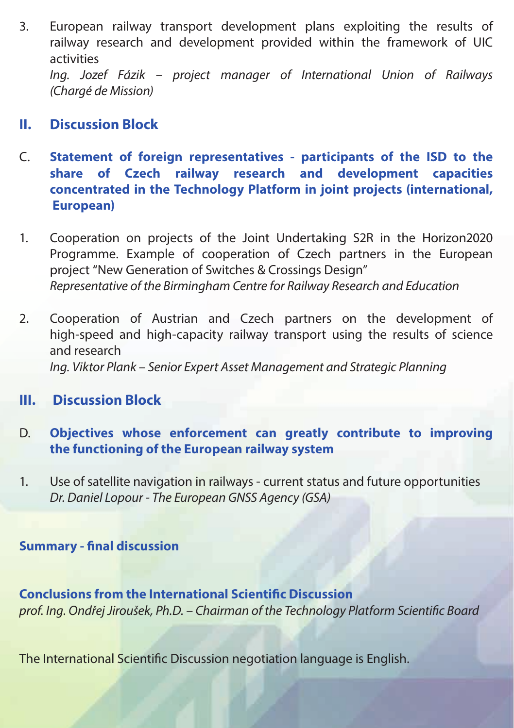3. European railway transport development plans exploiting the results of railway research and development provided within the framework of UIC activities
   *Ing. Jozef Fázik – project manager of International Union of Railways (Chargé de Mission)*

## II. Discussion Block

### C. Statement of foreign representatives - participants of the ISD to the share of Czech railway research and development capacities concentrated in the Technology Platform in joint projects (international, European)

1. Cooperation on projects of the Joint Undertaking S2R in the Horizon2020 Programme. Example of cooperation of Czech partners in the European project "New Generation of Switches & Crossings Design"
   *Representative of the Birmingham Centre for Railway Research and Education*

2. Cooperation of Austrian and Czech partners on the development of high-speed and high-capacity railway transport using the results of science and research
   *Ing. Viktor Plank – Senior Expert Asset Management and Strategic Planning*

## III. Discussion Block

### D. Objectives whose enforcement can greatly contribute to improving the functioning of the European railway system

1. Use of satellite navigation in railways - current status and future opportunities
   *Dr. Daniel Lopour - The European GNSS Agency (GSA)*

## Summary - final discussion

## Conclusions from the International Scientific Discussion

*prof. Ing. Ondřej Jiroušek, Ph.D. – Chairman of the Technology Platform Scientific Board*

The International Scientific Discussion negotiation language is English.